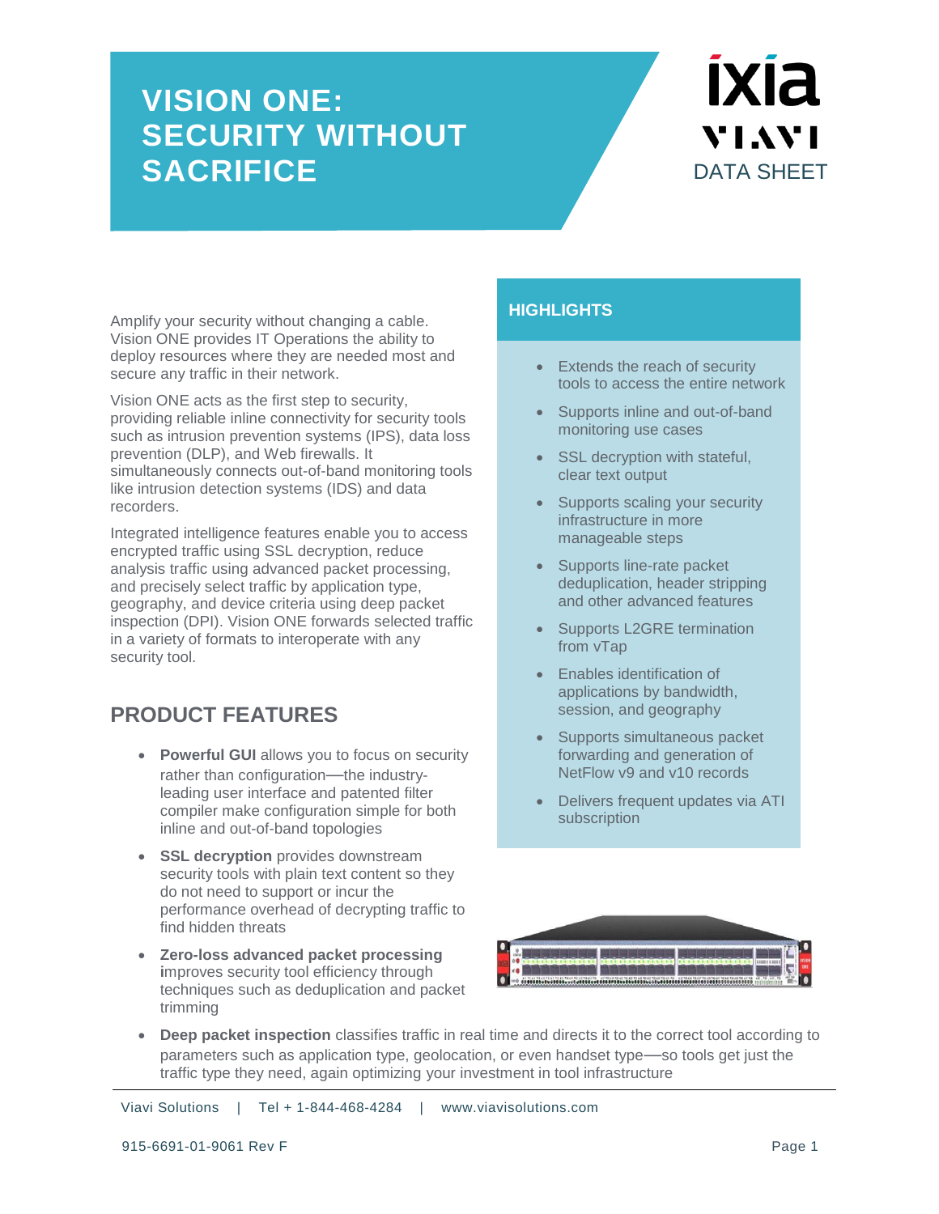# VISION ONE: SECURITY WITHOUT SACRIFICE

ixia VIAVI

DATA SHEET

Amplify your security without changing a cable. Vision ONE provides IT Operations the ability to deploy resources where they are needed most and secure any traffic in their network.

Vision ONE acts as the first step to security, providing reliable inline connectivity for security tools such as intrusion prevention systems (IPS), data loss prevention (DLP), and Web firewalls. It simultaneously connects out-of-band monitoring tools like intrusion detection systems (IDS) and data recorders.

Integrated intelligence features enable you to access encrypted traffic using SSL decryption, reduce analysis traffic using advanced packet processing, and precisely select traffic by application type, geography, and device criteria using deep packet inspection (DPI). Vision ONE forwards selected traffic in a variety of formats to interoperate with any security tool.

## HIGHLIGHTS

- Extends the reach of security tools to access the entire network
- Supports inline and out-of-band monitoring use cases
- SSL decryption with stateful, clear text output
- Supports scaling your security infrastructure in more manageable steps
- Supports line-rate packet deduplication, header stripping and other advanced features
- Supports L2GRE termination from vTap
- Enables identification of applications by bandwidth, session, and geography
- Supports simultaneous packet forwarding and generation of NetFlow v9 and v10 records
- Delivers frequent updates via ATI subscription

## PRODUCT FEATURES

- **Powerful GUI** allows you to focus on security rather than configuration—the industry-leading user interface and patented filter compiler make configuration simple for both inline and out-of-band topologies
- **SSL decryption** provides downstream security tools with plain text content so they do not need to support or incur the performance overhead of decrypting traffic to find hidden threats
- **Zero-loss advanced packet processing** **i**mproves security tool efficiency through techniques such as deduplication and packet trimming
- **Deep packet inspection** classifies traffic in real time and directs it to the correct tool according to parameters such as application type, geolocation, or even handset type—so tools get just the traffic type they need, again optimizing your investment in tool infrastructure

Viavi Solutions | Tel + 1-844-468-4284 | www.viavisolutions.com

915-6691-01-9061 Rev F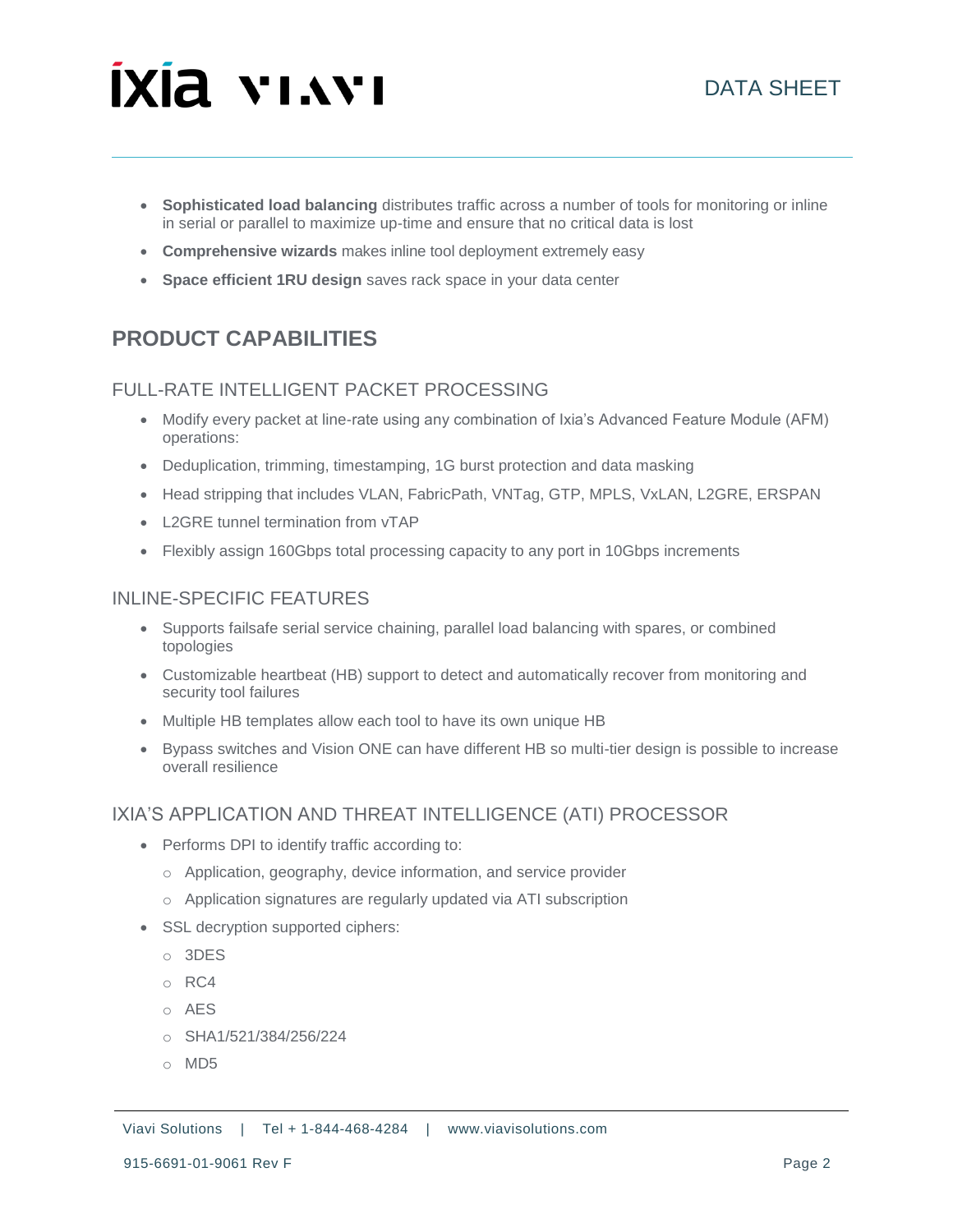- **Sophisticated load balancing** distributes traffic across a number of tools for monitoring or inline in serial or parallel to maximize up-time and ensure that no critical data is lost
- **Comprehensive wizards** makes inline tool deployment extremely easy
- **Space efficient 1RU design** saves rack space in your data center

## PRODUCT CAPABILITIES

### FULL-RATE INTELLIGENT PACKET PROCESSING

- Modify every packet at line-rate using any combination of Ixia's Advanced Feature Module (AFM) operations:
- Deduplication, trimming, timestamping, 1G burst protection and data masking
- Head stripping that includes VLAN, FabricPath, VNTag, GTP, MPLS, VxLAN, L2GRE, ERSPAN
- L2GRE tunnel termination from vTAP
- Flexibly assign 160Gbps total processing capacity to any port in 10Gbps increments

### INLINE-SPECIFIC FEATURES

- Supports failsafe serial service chaining, parallel load balancing with spares, or combined topologies
- Customizable heartbeat (HB) support to detect and automatically recover from monitoring and security tool failures
- Multiple HB templates allow each tool to have its own unique HB
- Bypass switches and Vision ONE can have different HB so multi-tier design is possible to increase overall resilience

### IXIA'S APPLICATION AND THREAT INTELLIGENCE (ATI) PROCESSOR

- Performs DPI to identify traffic according to:
  - Application, geography, device information, and service provider
  - Application signatures are regularly updated via ATI subscription
- SSL decryption supported ciphers:
  - 3DES
  - RC4
  - AES
  - SHA1/521/384/256/224
  - MD5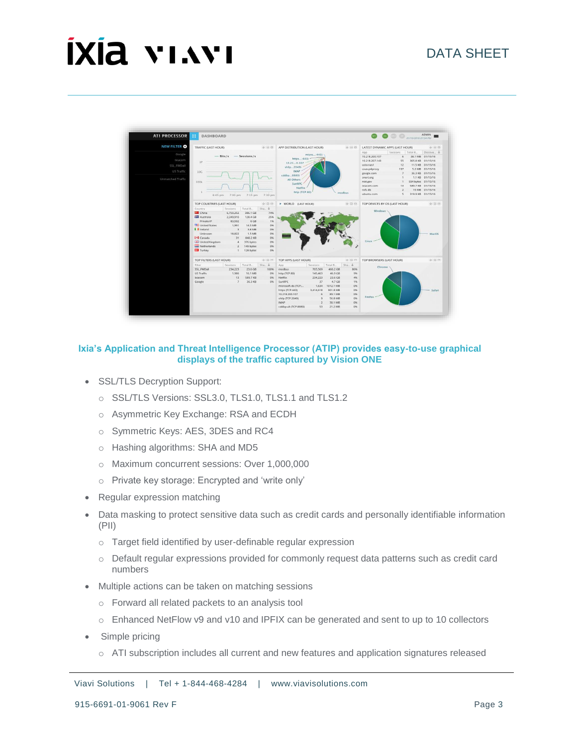**Ixia's Application and Threat Intelligence Processor (ATIP) provides easy-to-use graphical displays of the traffic captured by Vision ONE**

- SSL/TLS Decryption Support:
  - SSL/TLS Versions: SSL3.0, TLS1.0, TLS1.1 and TLS1.2
  - Asymmetric Key Exchange: RSA and ECDH
  - Symmetric Keys: AES, 3DES and RC4
  - Hashing algorithms: SHA and MD5
  - Maximum concurrent sessions: Over 1,000,000
  - Private key storage: Encrypted and 'write only'
- Regular expression matching
- Data masking to protect sensitive data such as credit cards and personally identifiable information (PII)
  - Target field identified by user-definable regular expression
  - Default regular expressions provided for commonly request data patterns such as credit card numbers
- Multiple actions can be taken on matching sessions
  - Forward all related packets to an analysis tool
  - Enhanced NetFlow v9 and v10 and IPFIX can be generated and sent to up to 10 collectors
- Simple pricing
  - ATI subscription includes all current and new features and application signatures released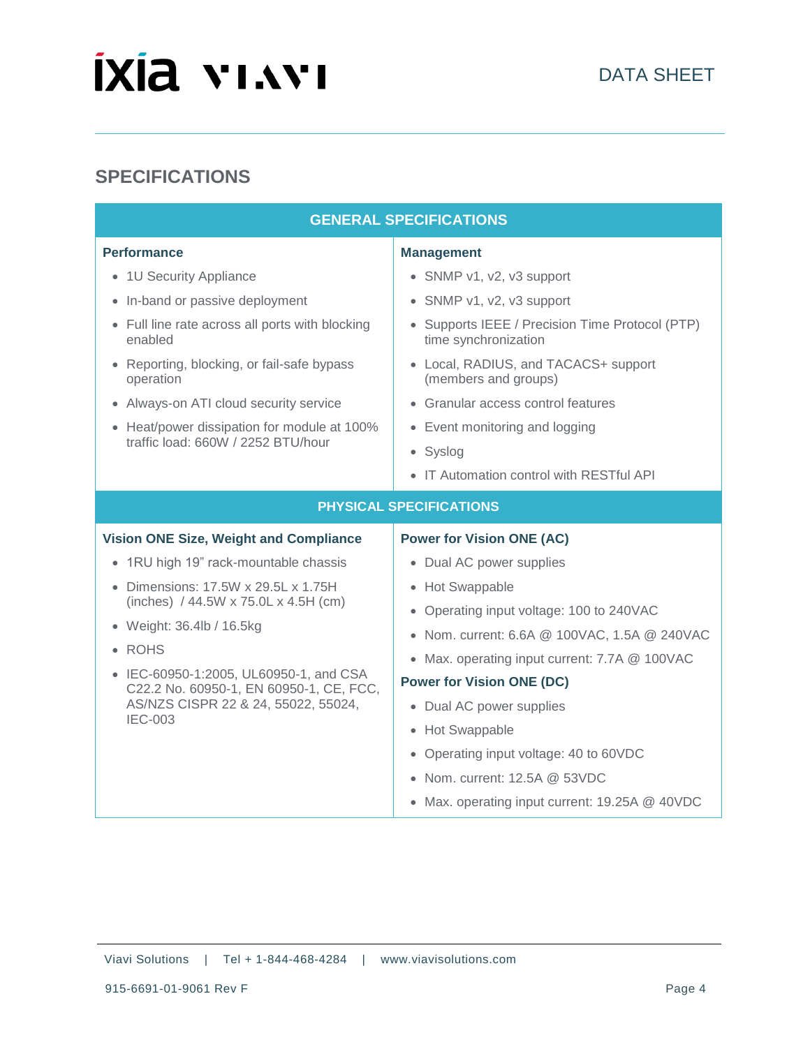## SPECIFICATIONS

### GENERAL SPECIFICATIONS

**Performance**

- 1U Security Appliance
- In-band or passive deployment
- Full line rate across all ports with blocking enabled
- Reporting, blocking, or fail-safe bypass operation
- Always-on ATI cloud security service
- Heat/power dissipation for module at 100% traffic load: 660W / 2252 BTU/hour

**Management**

- SNMP v1, v2, v3 support
- SNMP v1, v2, v3 support
- Supports IEEE / Precision Time Protocol (PTP) time synchronization
- Local, RADIUS, and TACACS+ support (members and groups)
- Granular access control features
- Event monitoring and logging
- Syslog
- IT Automation control with RESTful API

### PHYSICAL SPECIFICATIONS

**Vision ONE Size, Weight and Compliance**

- 1RU high 19" rack-mountable chassis
- Dimensions: 17.5W x 29.5L x 1.75H (inches) / 44.5W x 75.0L x 4.5H (cm)
- Weight: 36.4lb / 16.5kg
- ROHS
- IEC-60950-1:2005, UL60950-1, and CSA C22.2 No. 60950-1, EN 60950-1, CE, FCC, AS/NZS CISPR 22 & 24, 55022, 55024, IEC-003

**Power for Vision ONE (AC)**

- Dual AC power supplies
- Hot Swappable
- Operating input voltage: 100 to 240VAC
- Nom. current: 6.6A @ 100VAC, 1.5A @ 240VAC
- Max. operating input current: 7.7A @ 100VAC

**Power for Vision ONE (DC)**

- Dual AC power supplies
- Hot Swappable
- Operating input voltage: 40 to 60VDC
- Nom. current: 12.5A @ 53VDC
- Max. operating input current: 19.25A @ 40VDC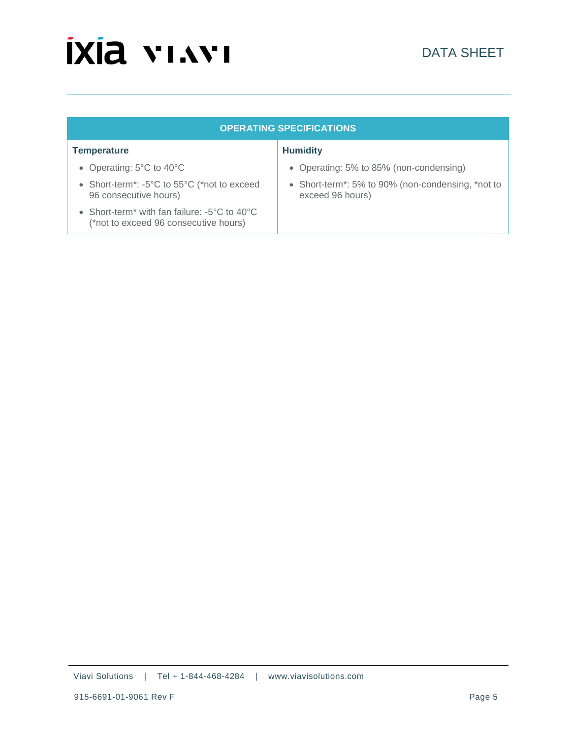| OPERATING SPECIFICATIONS | |
|---|---|
| **Temperature**<br>• Operating: 5°C to 40°C<br>• Short-term*: -5°C to 55°C (*not to exceed 96 consecutive hours)<br>• Short-term* with fan failure: -5°C to 40°C (*not to exceed 96 consecutive hours) | **Humidity**<br>• Operating: 5% to 85% (non-condensing)<br>• Short-term*: 5% to 90% (non-condensing, *not to exceed 96 hours) |

Viavi Solutions | Tel + 1-844-468-4284 | www.viavisolutions.com

915-6691-01-9061 Rev F